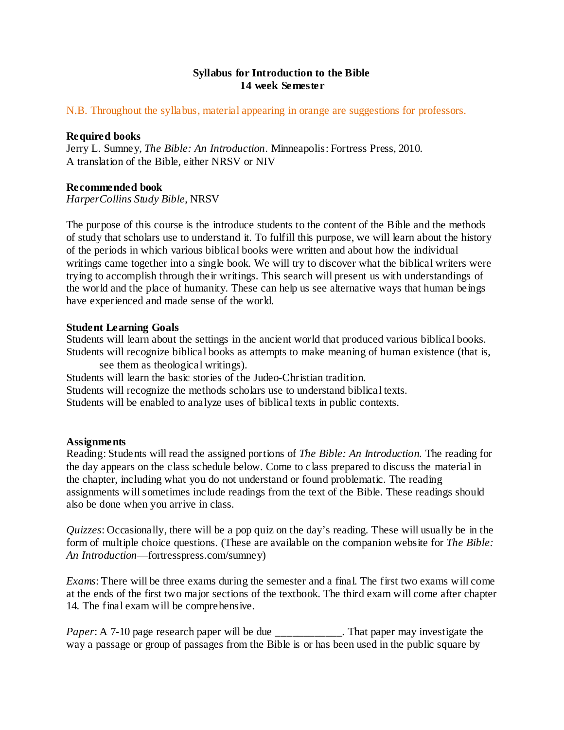**Syllabus for Introduction to the Bible**
**14 week Semester**

N.B. Throughout the syllabus, material appearing in orange are suggestions for professors.

**Required books**
Jerry L. Sumney, *The Bible: An Introduction*. Minneapolis: Fortress Press, 2010.
A translation of the Bible, either NRSV or NIV

**Recommended book**
*HarperCollins Study Bible*, NRSV

The purpose of this course is the introduce students to the content of the Bible and the methods of study that scholars use to understand it. To fulfill this purpose, we will learn about the history of the periods in which various biblical books were written and about how the individual writings came together into a single book. We will try to discover what the biblical writers were trying to accomplish through their writings. This search will present us with understandings of the world and the place of humanity. These can help us see alternative ways that human beings have experienced and made sense of the world.

**Student Learning Goals**
Students will learn about the settings in the ancient world that produced various biblical books.
Students will recognize biblical books as attempts to make meaning of human existence (that is, see them as theological writings).
Students will learn the basic stories of the Judeo-Christian tradition.
Students will recognize the methods scholars use to understand biblical texts.
Students will be enabled to analyze uses of biblical texts in public contexts.

**Assignments**
Reading: Students will read the assigned portions of *The Bible: An Introduction*. The reading for the day appears on the class schedule below. Come to class prepared to discuss the material in the chapter, including what you do not understand or found problematic. The reading assignments will sometimes include readings from the text of the Bible. These readings should also be done when you arrive in class.

*Quizzes*: Occasionally, there will be a pop quiz on the day's reading. These will usually be in the form of multiple choice questions. (These are available on the companion website for *The Bible: An Introduction*—fortresspress.com/sumney)

*Exams*: There will be three exams during the semester and a final. The first two exams will come at the ends of the first two major sections of the textbook. The third exam will come after chapter 14. The final exam will be comprehensive.

*Paper*: A 7-10 page research paper will be due ____________. That paper may investigate the way a passage or group of passages from the Bible is or has been used in the public square by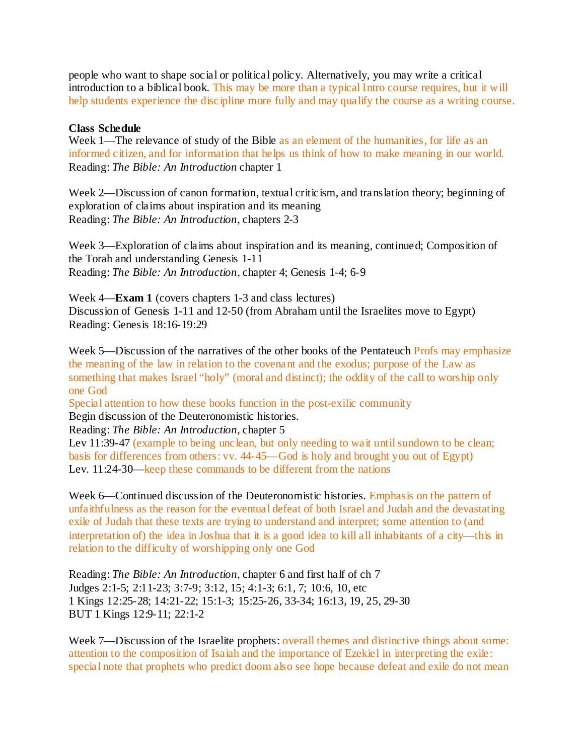people who want to shape social or political policy. Alternatively, you may write a critical introduction to a biblical book. This may be more than a typical Intro course requires, but it will help students experience the discipline more fully and may qualify the course as a writing course.

**Class Schedule**

Week 1—The relevance of study of the Bible as an element of the humanities, for life as an informed citizen, and for information that helps us think of how to make meaning in our world.
Reading: *The Bible: An Introduction* chapter 1

Week 2—Discussion of canon formation, textual criticism, and translation theory; beginning of exploration of claims about inspiration and its meaning
Reading: *The Bible: An Introduction*, chapters 2-3

Week 3—Exploration of claims about inspiration and its meaning, continued; Composition of the Torah and understanding Genesis 1-11
Reading: *The Bible: An Introduction*, chapter 4; Genesis 1-4; 6-9

Week 4—**Exam 1** (covers chapters 1-3 and class lectures)
Discussion of Genesis 1-11 and 12-50 (from Abraham until the Israelites move to Egypt)
Reading: Genesis 18:16-19:29

Week 5—Discussion of the narratives of the other books of the Pentateuch Profs may emphasize the meaning of the law in relation to the covenant and the exodus; purpose of the Law as something that makes Israel "holy" (moral and distinct); the oddity of the call to worship only one God
Special attention to how these books function in the post-exilic community
Begin discussion of the Deuteronomistic histories.
Reading: *The Bible: An Introduction*, chapter 5
Lev 11:39-47 (example to being unclean, but only needing to wait until sundown to be clean; basis for differences from others: vv. 44-45—God is holy and brought you out of Egypt)
Lev. 11:24-30—keep these commands to be different from the nations

Week 6—Continued discussion of the Deuteronomistic histories. Emphasis on the pattern of unfaithfulness as the reason for the eventual defeat of both Israel and Judah and the devastating exile of Judah that these texts are trying to understand and interpret; some attention to (and interpretation of) the idea in Joshua that it is a good idea to kill all inhabitants of a city—this in relation to the difficulty of worshipping only one God

Reading: *The Bible: An Introduction*, chapter 6 and first half of ch 7
Judges 2:1-5; 2:11-23; 3:7-9; 3:12, 15; 4:1-3; 6:1, 7; 10:6, 10, etc
1 Kings 12:25-28; 14:21-22; 15:1-3; 15:25-26, 33-34; 16:13, 19, 25, 29-30
BUT 1 Kings 12:9-11; 22:1-2

Week 7—Discussion of the Israelite prophets: overall themes and distinctive things about some: attention to the composition of Isaiah and the importance of Ezekiel in interpreting the exile: special note that prophets who predict doom also see hope because defeat and exile do not mean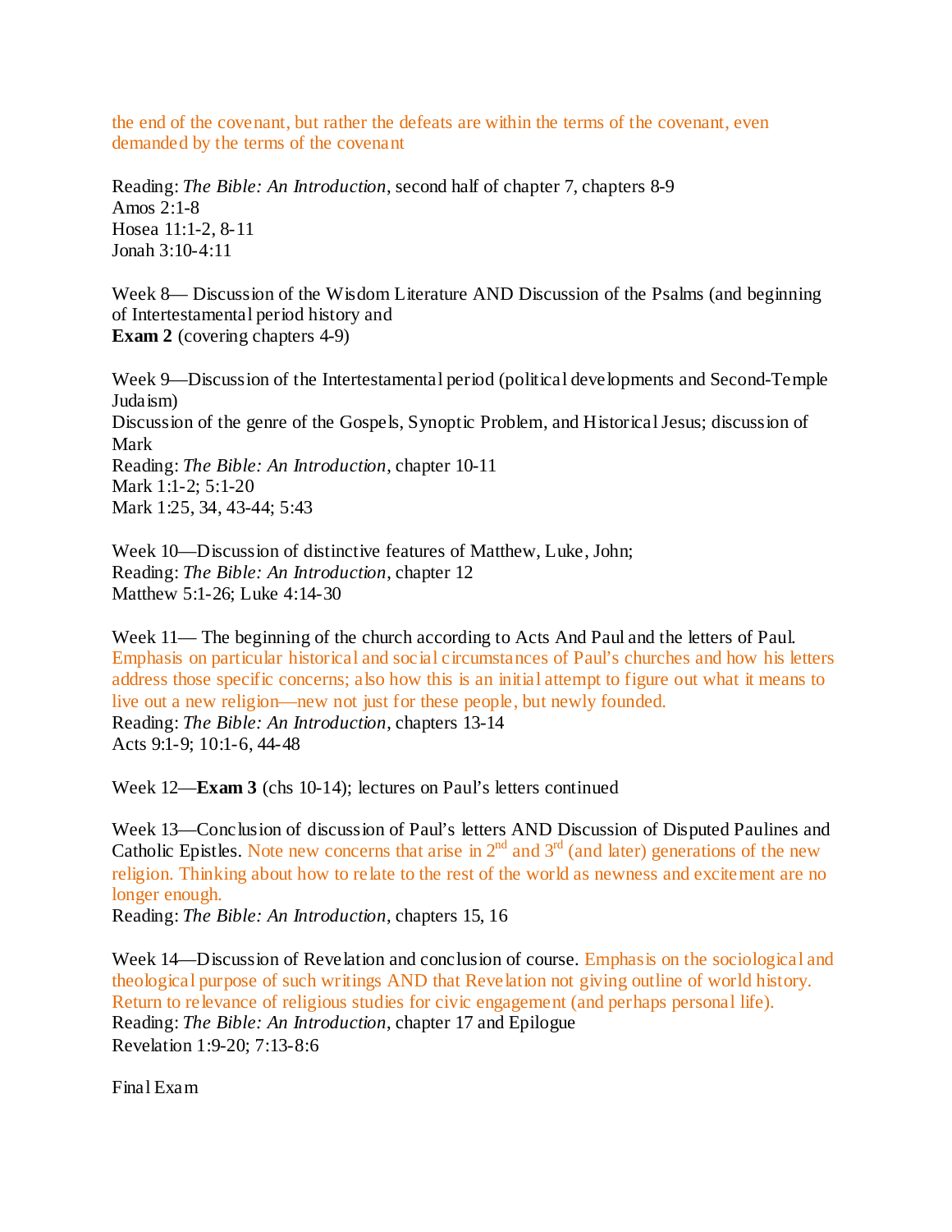the end of the covenant, but rather the defeats are within the terms of the covenant, even demanded by the terms of the covenant

Reading: *The Bible: An Introduction*, second half of chapter 7, chapters 8-9
Amos 2:1-8
Hosea 11:1-2, 8-11
Jonah 3:10-4:11

Week 8— Discussion of the Wisdom Literature AND Discussion of the Psalms (and beginning of Intertestamental period history and
**Exam 2** (covering chapters 4-9)

Week 9—Discussion of the Intertestamental period (political developments and Second-Temple Judaism)
Discussion of the genre of the Gospels, Synoptic Problem, and Historical Jesus; discussion of Mark
Reading: *The Bible: An Introduction*, chapter 10-11
Mark 1:1-2; 5:1-20
Mark 1:25, 34, 43-44; 5:43

Week 10—Discussion of distinctive features of Matthew, Luke, John;
Reading: *The Bible: An Introduction*, chapter 12
Matthew 5:1-26; Luke 4:14-30

Week 11— The beginning of the church according to Acts And Paul and the letters of Paul. Emphasis on particular historical and social circumstances of Paul's churches and how his letters address those specific concerns; also how this is an initial attempt to figure out what it means to live out a new religion—new not just for these people, but newly founded.
Reading: *The Bible: An Introduction*, chapters 13-14
Acts 9:1-9; 10:1-6, 44-48

Week 12—**Exam 3** (chs 10-14); lectures on Paul's letters continued

Week 13—Conclusion of discussion of Paul's letters AND Discussion of Disputed Paulines and Catholic Epistles. Note new concerns that arise in 2nd and 3rd (and later) generations of the new religion. Thinking about how to relate to the rest of the world as newness and excitement are no longer enough.
Reading: *The Bible: An Introduction*, chapters 15, 16

Week 14—Discussion of Revelation and conclusion of course. Emphasis on the sociological and theological purpose of such writings AND that Revelation not giving outline of world history. Return to relevance of religious studies for civic engagement (and perhaps personal life).
Reading: *The Bible: An Introduction*, chapter 17 and Epilogue
Revelation 1:9-20; 7:13-8:6

Final Exam